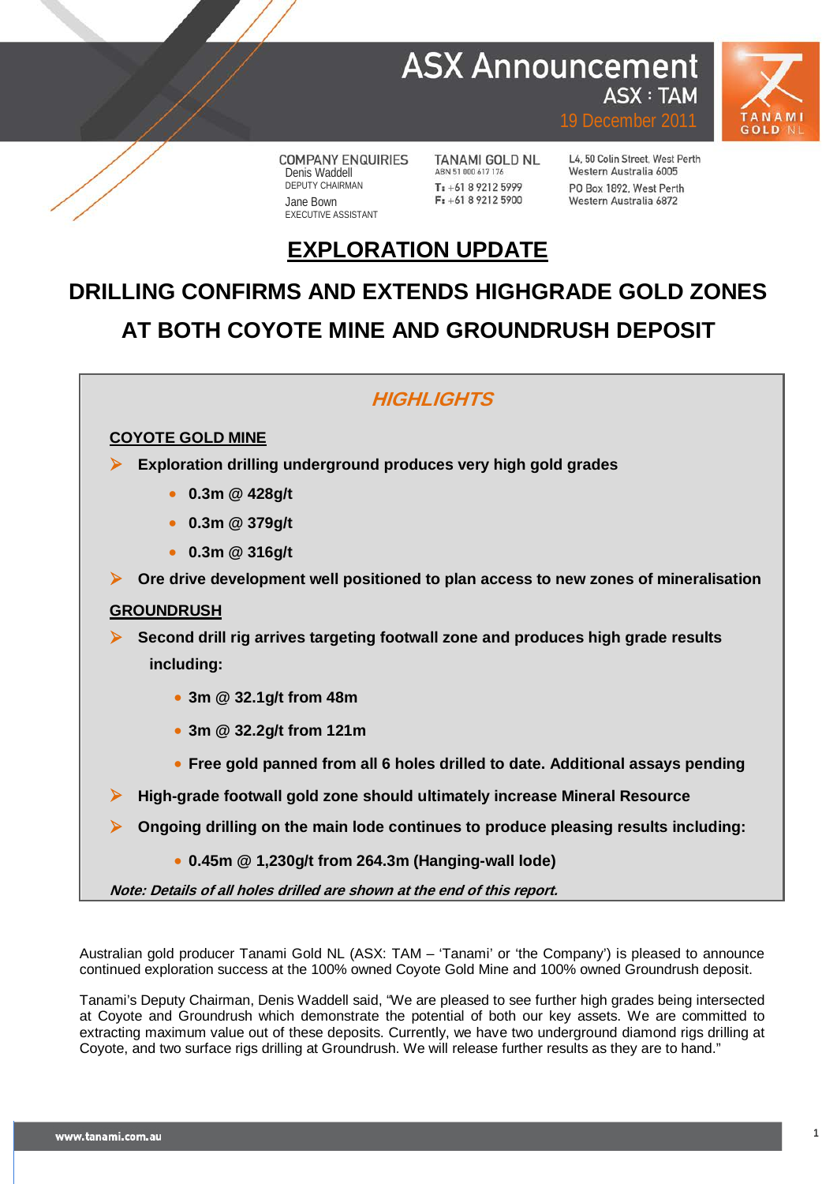# ASX Announcement

ASX : TAM

19 December 2011

COMPANY ENQUIRIES
Denis Waddell
DEPUTY CHAIRMAN
Jane Bown
EXECUTIVE ASSISTANT

TANAMI GOLD NL
ABN 51 000 617 176
T: +61 8 9212 5999
F: +61 8 9212 5900

L4, 50 Colin Street, West Perth
Western Australia 6005
PO Box 1892, West Perth
Western Australia 6872

## EXPLORATION UPDATE

## DRILLING CONFIRMS AND EXTENDS HIGHGRADE GOLD ZONES AT BOTH COYOTE MINE AND GROUNDRUSH DEPOSIT

### HIGHLIGHTS

**COYOTE GOLD MINE**

- **Exploration drilling underground produces very high gold grades**
  - **0.3m @ 428g/t**
  - **0.3m @ 379g/t**
  - **0.3m @ 316g/t**
- **Ore drive development well positioned to plan access to new zones of mineralisation**

**GROUNDRUSH**

- **Second drill rig arrives targeting footwall zone and produces high grade results including:**
  - **3m @ 32.1g/t from 48m**
  - **3m @ 32.2g/t from 121m**
  - **Free gold panned from all 6 holes drilled to date. Additional assays pending**
- **High-grade footwall gold zone should ultimately increase Mineral Resource**
- **Ongoing drilling on the main lode continues to produce pleasing results including:**
  - **0.45m @ 1,230g/t from 264.3m (Hanging-wall lode)**

***Note: Details of all holes drilled are shown at the end of this report.***

Australian gold producer Tanami Gold NL (ASX: TAM – 'Tanami' or 'the Company') is pleased to announce continued exploration success at the 100% owned Coyote Gold Mine and 100% owned Groundrush deposit.

Tanami's Deputy Chairman, Denis Waddell said, "We are pleased to see further high grades being intersected at Coyote and Groundrush which demonstrate the potential of both our key assets. We are committed to extracting maximum value out of these deposits. Currently, we have two underground diamond rigs drilling at Coyote, and two surface rigs drilling at Groundrush. We will release further results as they are to hand."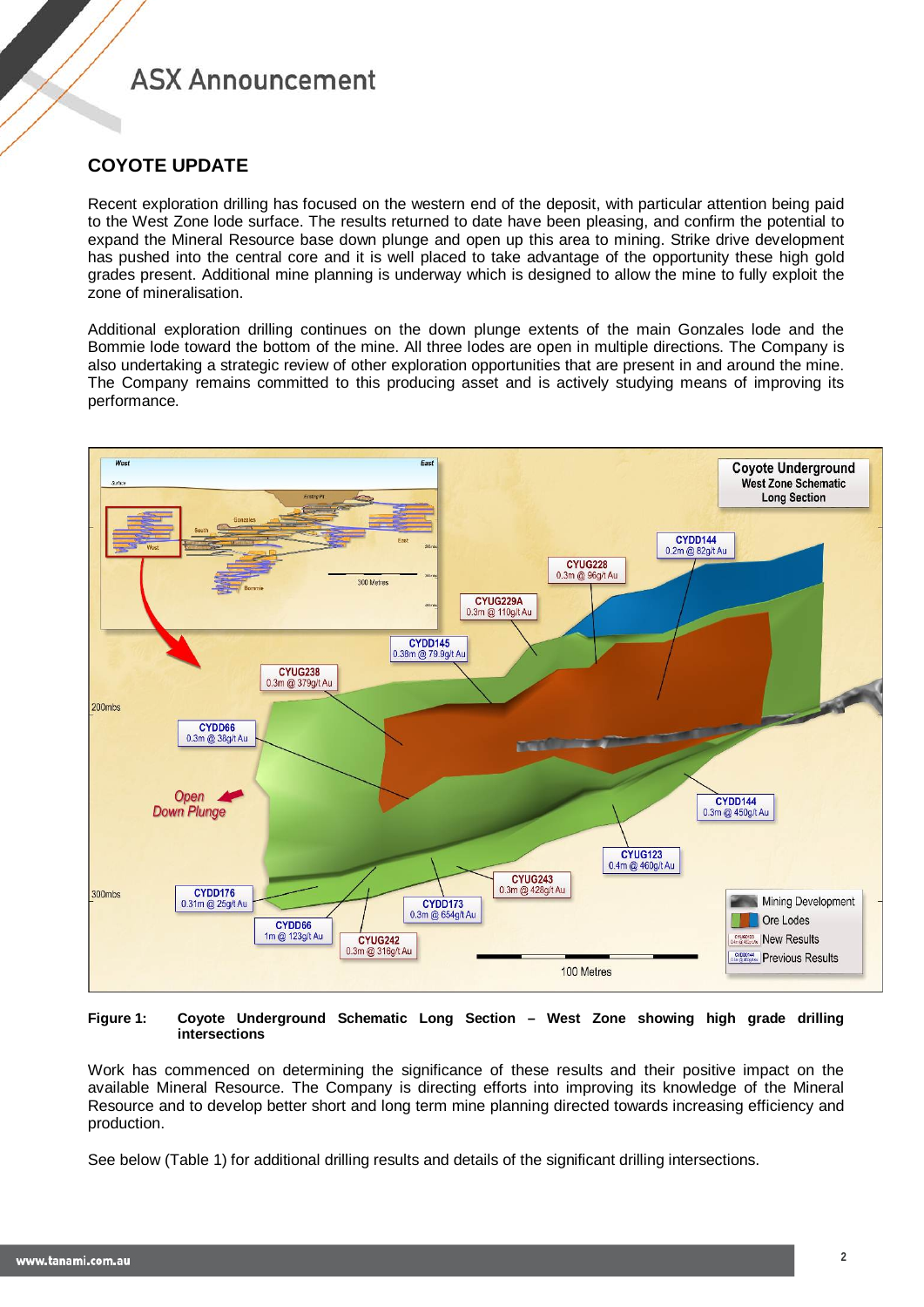## COYOTE UPDATE

Recent exploration drilling has focused on the western end of the deposit, with particular attention being paid to the West Zone lode surface. The results returned to date have been pleasing, and confirm the potential to expand the Mineral Resource base down plunge and open up this area to mining. Strike drive development has pushed into the central core and it is well placed to take advantage of the opportunity these high gold grades present. Additional mine planning is underway which is designed to allow the mine to fully exploit the zone of mineralisation.

Additional exploration drilling continues on the down plunge extents of the main Gonzales lode and the Bommie lode toward the bottom of the mine. All three lodes are open in multiple directions. The Company is also undertaking a strategic review of other exploration opportunities that are present in and around the mine. The Company remains committed to this producing asset and is actively studying means of improving its performance.

**Figure 1: Coyote Underground Schematic Long Section – West Zone showing high grade drilling intersections**

Work has commenced on determining the significance of these results and their positive impact on the available Mineral Resource. The Company is directing efforts into improving its knowledge of the Mineral Resource and to develop better short and long term mine planning directed towards increasing efficiency and production.

See below (Table 1) for additional drilling results and details of the significant drilling intersections.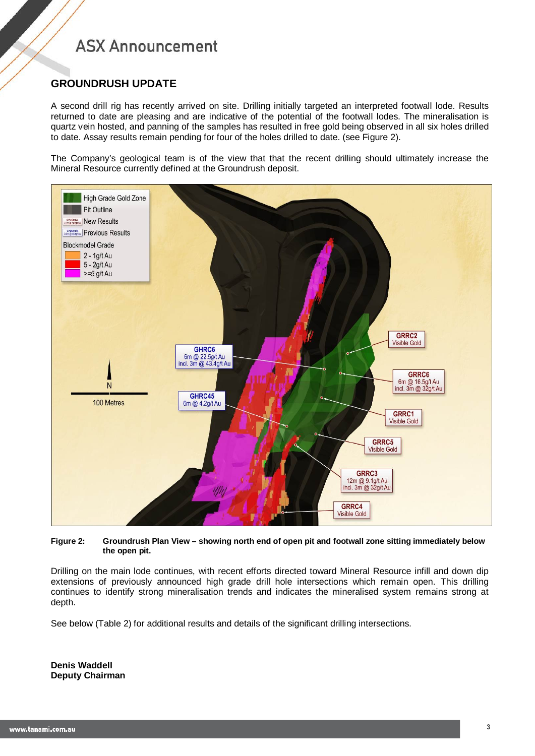## GROUNDRUSH UPDATE

A second drill rig has recently arrived on site. Drilling initially targeted an interpreted footwall lode. Results returned to date are pleasing and are indicative of the potential of the footwall lodes. The mineralisation is quartz vein hosted, and panning of the samples has resulted in free gold being observed in all six holes drilled to date. Assay results remain pending for four of the holes drilled to date. (see Figure 2).

The Company's geological team is of the view that that the recent drilling should ultimately increase the Mineral Resource currently defined at the Groundrush deposit.

**Figure 2: Groundrush Plan View – showing north end of open pit and footwall zone sitting immediately below the open pit.**

Drilling on the main lode continues, with recent efforts directed toward Mineral Resource infill and down dip extensions of previously announced high grade drill hole intersections which remain open. This drilling continues to identify strong mineralisation trends and indicates the mineralised system remains strong at depth.

See below (Table 2) for additional results and details of the significant drilling intersections.

**Denis Waddell**
**Deputy Chairman**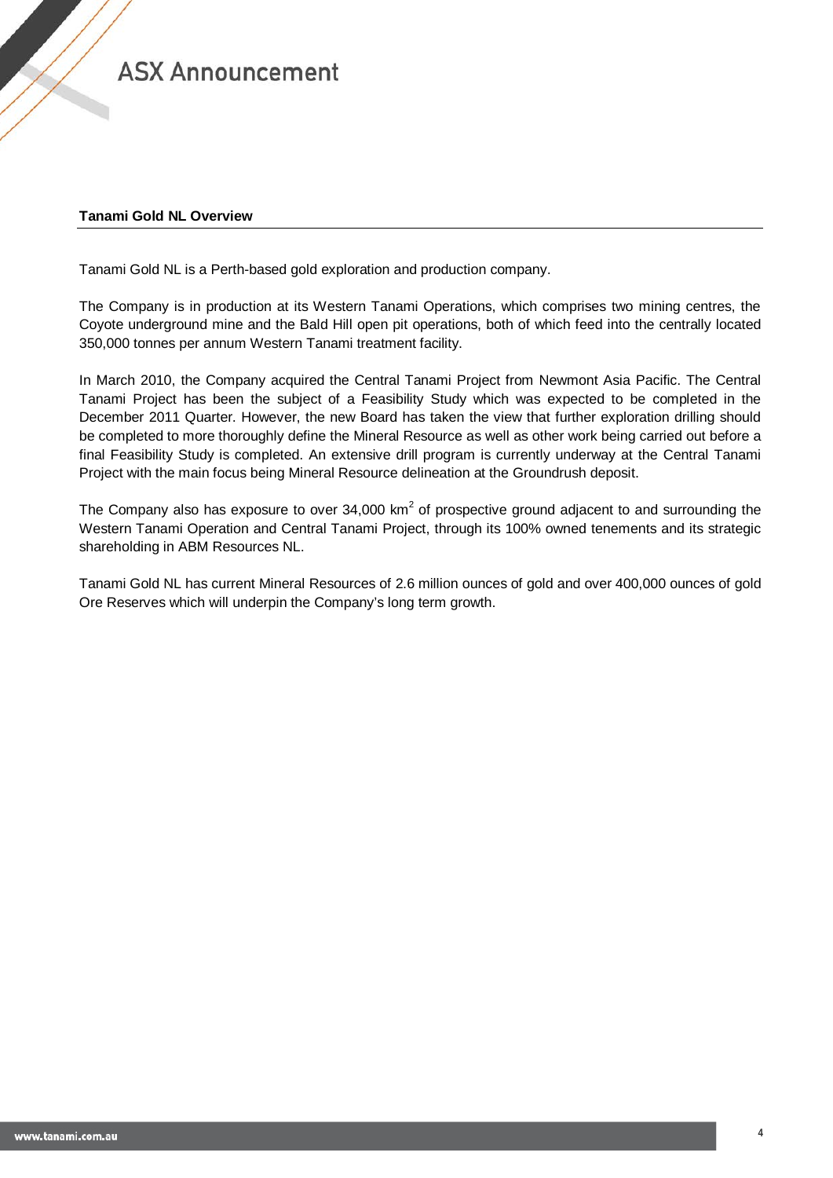**Tanami Gold NL Overview**

Tanami Gold NL is a Perth-based gold exploration and production company.

The Company is in production at its Western Tanami Operations, which comprises two mining centres, the Coyote underground mine and the Bald Hill open pit operations, both of which feed into the centrally located 350,000 tonnes per annum Western Tanami treatment facility.

In March 2010, the Company acquired the Central Tanami Project from Newmont Asia Pacific. The Central Tanami Project has been the subject of a Feasibility Study which was expected to be completed in the December 2011 Quarter. However, the new Board has taken the view that further exploration drilling should be completed to more thoroughly define the Mineral Resource as well as other work being carried out before a final Feasibility Study is completed. An extensive drill program is currently underway at the Central Tanami Project with the main focus being Mineral Resource delineation at the Groundrush deposit.

The Company also has exposure to over 34,000 $km^2$ of prospective ground adjacent to and surrounding the Western Tanami Operation and Central Tanami Project, through its 100% owned tenements and its strategic shareholding in ABM Resources NL.

Tanami Gold NL has current Mineral Resources of 2.6 million ounces of gold and over 400,000 ounces of gold Ore Reserves which will underpin the Company's long term growth.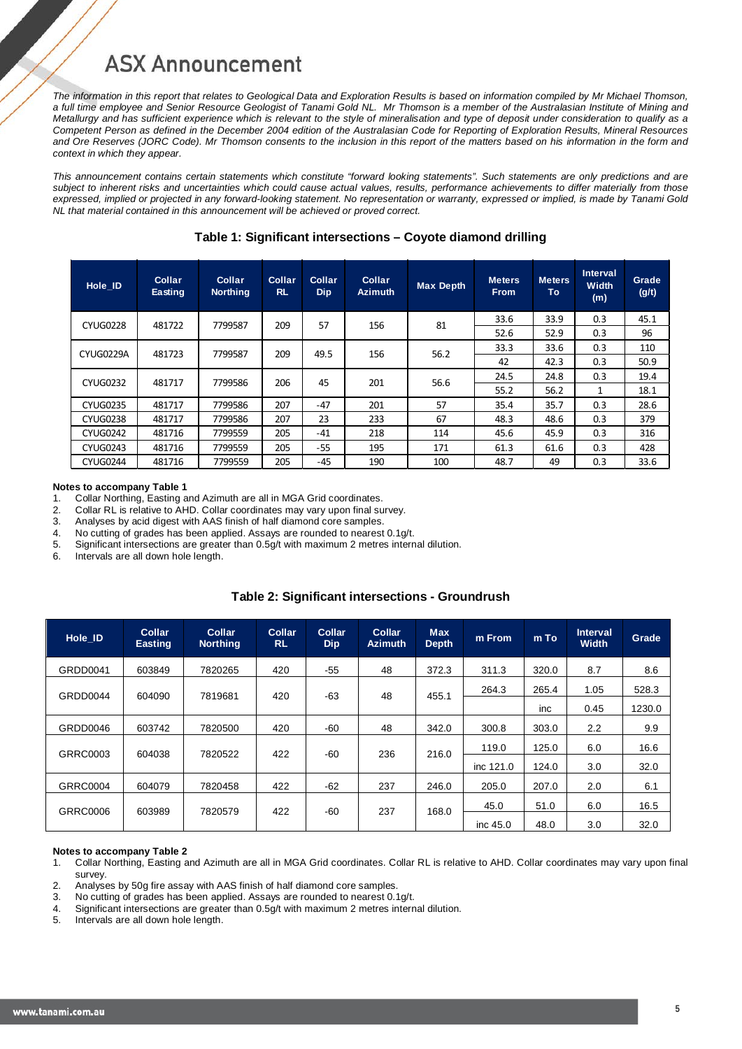# ASX Announcement

*The information in this report that relates to Geological Data and Exploration Results is based on information compiled by Mr Michael Thomson, a full time employee and Senior Resource Geologist of Tanami Gold NL. Mr Thomson is a member of the Australasian Institute of Mining and Metallurgy and has sufficient experience which is relevant to the style of mineralisation and type of deposit under consideration to qualify as a Competent Person as defined in the December 2004 edition of the Australasian Code for Reporting of Exploration Results, Mineral Resources and Ore Reserves (JORC Code). Mr Thomson consents to the inclusion in this report of the matters based on his information in the form and context in which they appear.*

*This announcement contains certain statements which constitute "forward looking statements". Such statements are only predictions and are subject to inherent risks and uncertainties which could cause actual values, results, performance achievements to differ materially from those expressed, implied or projected in any forward-looking statement. No representation or warranty, expressed or implied, is made by Tanami Gold NL that material contained in this announcement will be achieved or proved correct.*

### Table 1: Significant intersections – Coyote diamond drilling

| Hole_ID | Collar Easting | Collar Northing | Collar RL | Collar Dip | Collar Azimuth | Max Depth | Meters From | Meters To | Interval Width (m) | Grade (g/t) |
|---|---|---|---|---|---|---|---|---|---|---|
| CYUG0228 | 481722 | 7799587 | 209 | 57 | 156 | 81 | 33.6 | 33.9 | 0.3 | 45.1 |
| | | | | | | | 52.6 | 52.9 | 0.3 | 96 |
| CYUG0229A | 481723 | 7799587 | 209 | 49.5 | 156 | 56.2 | 33.3 | 33.6 | 0.3 | 110 |
| | | | | | | | 42 | 42.3 | 0.3 | 50.9 |
| CYUG0232 | 481717 | 7799586 | 206 | 45 | 201 | 56.6 | 24.5 | 24.8 | 0.3 | 19.4 |
| | | | | | | | 55.2 | 56.2 | 1 | 18.1 |
| CYUG0235 | 481717 | 7799586 | 207 | -47 | 201 | 57 | 35.4 | 35.7 | 0.3 | 28.6 |
| CYUG0238 | 481717 | 7799586 | 207 | 23 | 233 | 67 | 48.3 | 48.6 | 0.3 | 379 |
| CYUG0242 | 481716 | 7799559 | 205 | -41 | 218 | 114 | 45.6 | 45.9 | 0.3 | 316 |
| CYUG0243 | 481716 | 7799559 | 205 | -55 | 195 | 171 | 61.3 | 61.6 | 0.3 | 428 |
| CYUG0244 | 481716 | 7799559 | 205 | -45 | 190 | 100 | 48.7 | 49 | 0.3 | 33.6 |

**Notes to accompany Table 1**

1. Collar Northing, Easting and Azimuth are all in MGA Grid coordinates.
2. Collar RL is relative to AHD. Collar coordinates may vary upon final survey.
3. Analyses by acid digest with AAS finish of half diamond core samples.
4. No cutting of grades has been applied. Assays are rounded to nearest 0.1g/t.
5. Significant intersections are greater than 0.5g/t with maximum 2 metres internal dilution.
6. Intervals are all down hole length.

### Table 2: Significant intersections - Groundrush

| Hole_ID | Collar Easting | Collar Northing | Collar RL | Collar Dip | Collar Azimuth | Max Depth | m From | m To | Interval Width | Grade |
|---|---|---|---|---|---|---|---|---|---|---|
| GRDD0041 | 603849 | 7820265 | 420 | -55 | 48 | 372.3 | 311.3 | 320.0 | 8.7 | 8.6 |
| GRDD0044 | 604090 | 7819681 | 420 | -63 | 48 | 455.1 | 264.3 | 265.4 | 1.05 | 528.3 |
| | | | | | | | | inc | 0.45 | 1230.0 |
| GRDD0046 | 603742 | 7820500 | 420 | -60 | 48 | 342.0 | 300.8 | 303.0 | 2.2 | 9.9 |
| GRRC0003 | 604038 | 7820522 | 422 | -60 | 236 | 216.0 | 119.0 | 125.0 | 6.0 | 16.6 |
| | | | | | | | inc 121.0 | 124.0 | 3.0 | 32.0 |
| GRRC0004 | 604079 | 7820458 | 422 | -62 | 237 | 246.0 | 205.0 | 207.0 | 2.0 | 6.1 |
| GRRC0006 | 603989 | 7820579 | 422 | -60 | 237 | 168.0 | 45.0 | 51.0 | 6.0 | 16.5 |
| | | | | | | | inc 45.0 | 48.0 | 3.0 | 32.0 |

**Notes to accompany Table 2**

1. Collar Northing, Easting and Azimuth are all in MGA Grid coordinates. Collar RL is relative to AHD. Collar coordinates may vary upon final survey.
2. Analyses by 50g fire assay with AAS finish of half diamond core samples.
3. No cutting of grades has been applied. Assays are rounded to nearest 0.1g/t.
4. Significant intersections are greater than 0.5g/t with maximum 2 metres internal dilution.
5. Intervals are all down hole length.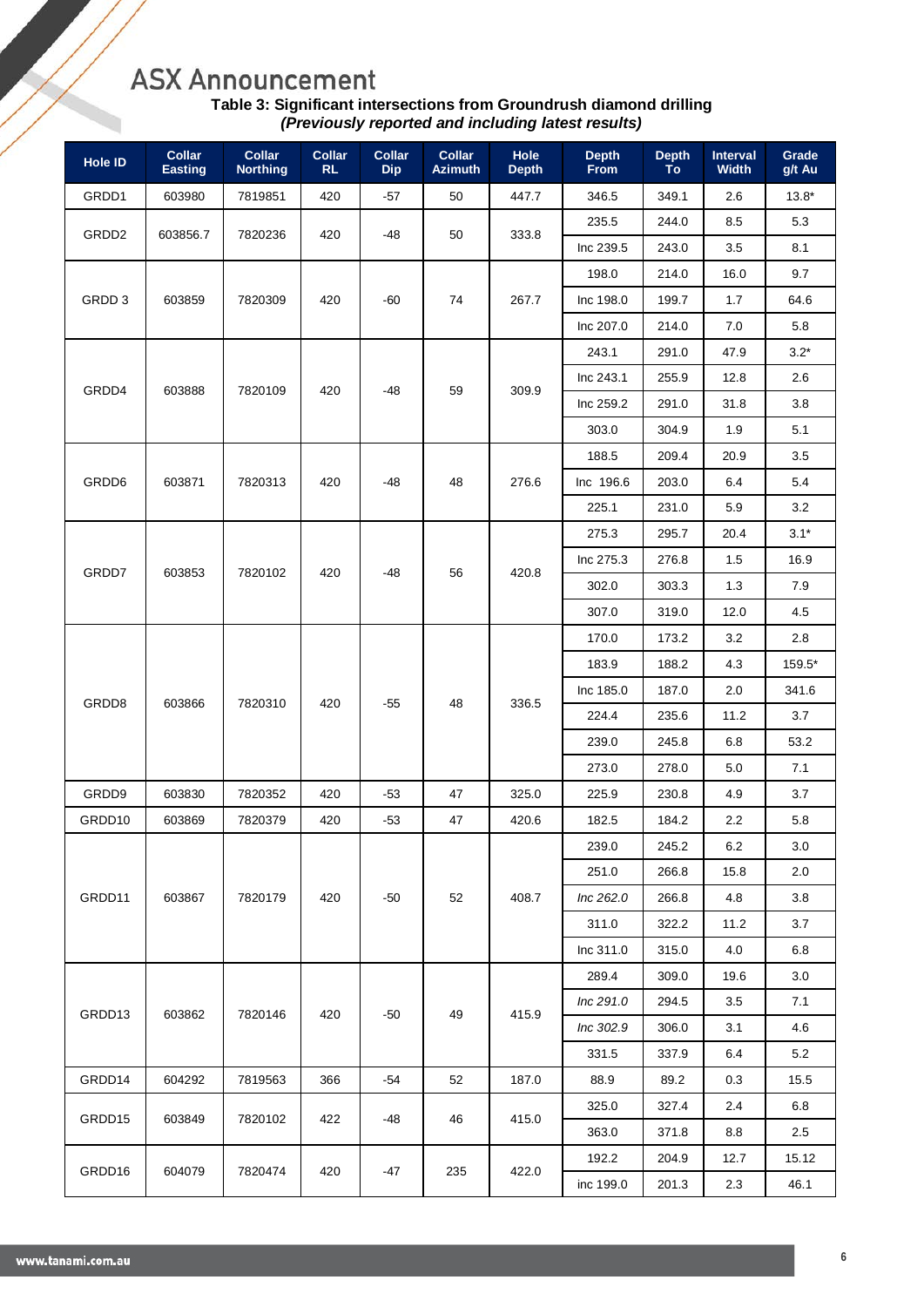**Table 3: Significant intersections from Groundrush diamond drilling**
***(Previously reported and including latest results)***

| Hole ID | Collar Easting | Collar Northing | Collar RL | Collar Dip | Collar Azimuth | Hole Depth | Depth From | Depth To | Interval Width | Grade g/t Au |
|---|---|---|---|---|---|---|---|---|---|---|
| GRDD1 | 603980 | 7819851 | 420 | -57 | 50 | 447.7 | 346.5 | 349.1 | 2.6 | 13.8* |
| GRDD2 | 603856.7 | 7820236 | 420 | -48 | 50 | 333.8 | 235.5 | 244.0 | 8.5 | 5.3 |
| | | | | | | | Inc 239.5 | 243.0 | 3.5 | 8.1 |
| GRDD 3 | 603859 | 7820309 | 420 | -60 | 74 | 267.7 | 198.0 | 214.0 | 16.0 | 9.7 |
| | | | | | | | Inc 198.0 | 199.7 | 1.7 | 64.6 |
| | | | | | | | Inc 207.0 | 214.0 | 7.0 | 5.8 |
| GRDD4 | 603888 | 7820109 | 420 | -48 | 59 | 309.9 | 243.1 | 291.0 | 47.9 | 3.2* |
| | | | | | | | Inc 243.1 | 255.9 | 12.8 | 2.6 |
| | | | | | | | Inc 259.2 | 291.0 | 31.8 | 3.8 |
| | | | | | | | 303.0 | 304.9 | 1.9 | 5.1 |
| GRDD6 | 603871 | 7820313 | 420 | -48 | 48 | 276.6 | 188.5 | 209.4 | 20.9 | 3.5 |
| | | | | | | | Inc 196.6 | 203.0 | 6.4 | 5.4 |
| | | | | | | | 225.1 | 231.0 | 5.9 | 3.2 |
| GRDD7 | 603853 | 7820102 | 420 | -48 | 56 | 420.8 | 275.3 | 295.7 | 20.4 | 3.1* |
| | | | | | | | Inc 275.3 | 276.8 | 1.5 | 16.9 |
| | | | | | | | 302.0 | 303.3 | 1.3 | 7.9 |
| | | | | | | | 307.0 | 319.0 | 12.0 | 4.5 |
| GRDD8 | 603866 | 7820310 | 420 | -55 | 48 | 336.5 | 170.0 | 173.2 | 3.2 | 2.8 |
| | | | | | | | 183.9 | 188.2 | 4.3 | 159.5* |
| | | | | | | | Inc 185.0 | 187.0 | 2.0 | 341.6 |
| | | | | | | | 224.4 | 235.6 | 11.2 | 3.7 |
| | | | | | | | 239.0 | 245.8 | 6.8 | 53.2 |
| | | | | | | | 273.0 | 278.0 | 5.0 | 7.1 |
| GRDD9 | 603830 | 7820352 | 420 | -53 | 47 | 325.0 | 225.9 | 230.8 | 4.9 | 3.7 |
| GRDD10 | 603869 | 7820379 | 420 | -53 | 47 | 420.6 | 182.5 | 184.2 | 2.2 | 5.8 |
| GRDD11 | 603867 | 7820179 | 420 | -50 | 52 | 408.7 | 239.0 | 245.2 | 6.2 | 3.0 |
| | | | | | | | 251.0 | 266.8 | 15.8 | 2.0 |
| | | | | | | | *Inc 262.0* | 266.8 | 4.8 | 3.8 |
| | | | | | | | 311.0 | 322.2 | 11.2 | 3.7 |
| | | | | | | | Inc 311.0 | 315.0 | 4.0 | 6.8 |
| GRDD13 | 603862 | 7820146 | 420 | -50 | 49 | 415.9 | 289.4 | 309.0 | 19.6 | 3.0 |
| | | | | | | | *Inc 291.0* | 294.5 | 3.5 | 7.1 |
| | | | | | | | *Inc 302.9* | 306.0 | 3.1 | 4.6 |
| | | | | | | | 331.5 | 337.9 | 6.4 | 5.2 |
| GRDD14 | 604292 | 7819563 | 366 | -54 | 52 | 187.0 | 88.9 | 89.2 | 0.3 | 15.5 |
| GRDD15 | 603849 | 7820102 | 422 | -48 | 46 | 415.0 | 325.0 | 327.4 | 2.4 | 6.8 |
| | | | | | | | 363.0 | 371.8 | 8.8 | 2.5 |
| GRDD16 | 604079 | 7820474 | 420 | -47 | 235 | 422.0 | 192.2 | 204.9 | 12.7 | 15.12 |
| | | | | | | | inc 199.0 | 201.3 | 2.3 | 46.1 |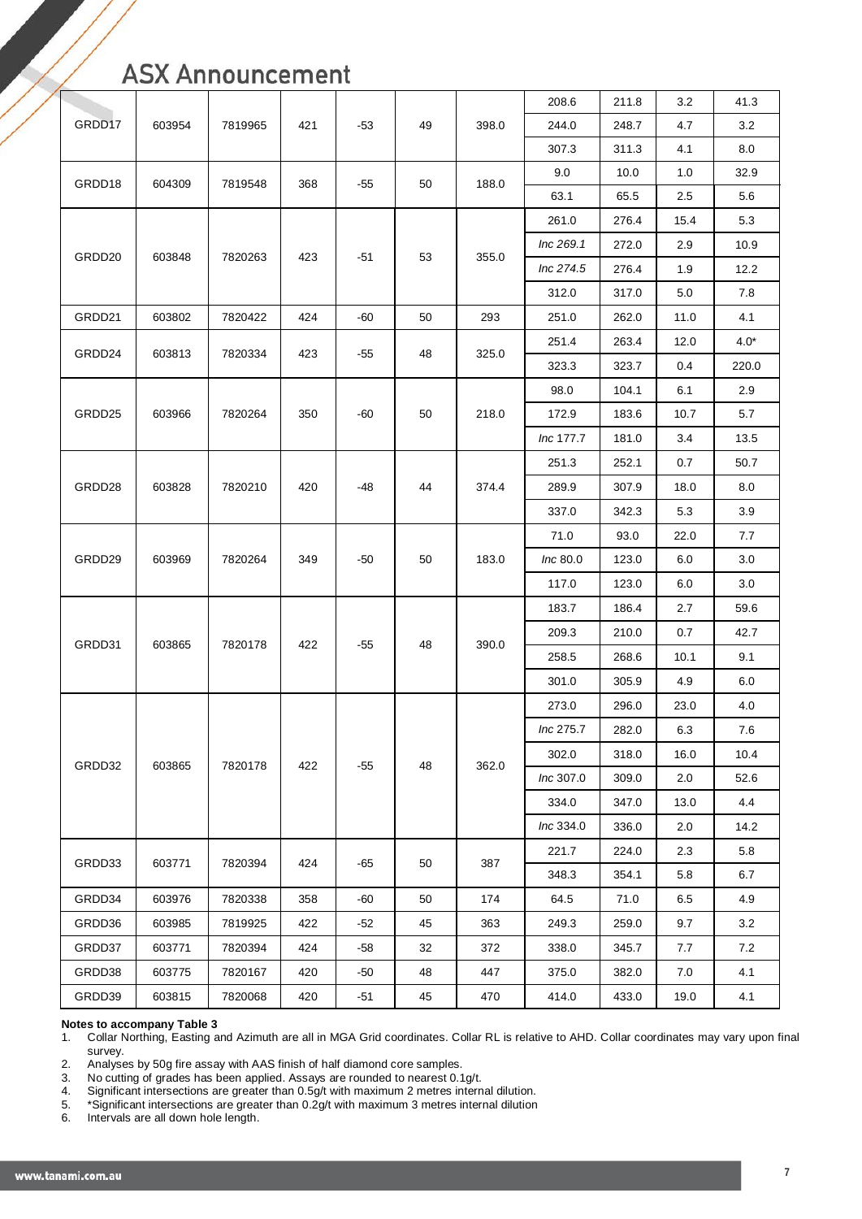| | | | | | | | 208.6 | 211.8 | 3.2 | 41.3 |
|---|---|---|---|---|---|---|---|---|---|---|
| GRDD17 | 603954 | 7819965 | 421 | -53 | 49 | 398.0 | 244.0 | 248.7 | 4.7 | 3.2 |
| | | | | | | | 307.3 | 311.3 | 4.1 | 8.0 |
| GRDD18 | 604309 | 7819548 | 368 | -55 | 50 | 188.0 | 9.0 | 10.0 | 1.0 | 32.9 |
| | | | | | | | 63.1 | 65.5 | 2.5 | 5.6 |
| GRDD20 | 603848 | 7820263 | 423 | -51 | 53 | 355.0 | 261.0 | 276.4 | 15.4 | 5.3 |
| | | | | | | | *Inc 269.1* | 272.0 | 2.9 | 10.9 |
| | | | | | | | *Inc 274.5* | 276.4 | 1.9 | 12.2 |
| | | | | | | | 312.0 | 317.0 | 5.0 | 7.8 |
| GRDD21 | 603802 | 7820422 | 424 | -60 | 50 | 293 | 251.0 | 262.0 | 11.0 | 4.1 |
| GRDD24 | 603813 | 7820334 | 423 | -55 | 48 | 325.0 | 251.4 | 263.4 | 12.0 | 4.0* |
| | | | | | | | 323.3 | 323.7 | 0.4 | 220.0 |
| GRDD25 | 603966 | 7820264 | 350 | -60 | 50 | 218.0 | 98.0 | 104.1 | 6.1 | 2.9 |
| | | | | | | | 172.9 | 183.6 | 10.7 | 5.7 |
| | | | | | | | *Inc* 177.7 | 181.0 | 3.4 | 13.5 |
| GRDD28 | 603828 | 7820210 | 420 | -48 | 44 | 374.4 | 251.3 | 252.1 | 0.7 | 50.7 |
| | | | | | | | 289.9 | 307.9 | 18.0 | 8.0 |
| | | | | | | | 337.0 | 342.3 | 5.3 | 3.9 |
| GRDD29 | 603969 | 7820264 | 349 | -50 | 50 | 183.0 | 71.0 | 93.0 | 22.0 | 7.7 |
| | | | | | | | *Inc* 80.0 | 123.0 | 6.0 | 3.0 |
| | | | | | | | 117.0 | 123.0 | 6.0 | 3.0 |
| GRDD31 | 603865 | 7820178 | 422 | -55 | 48 | 390.0 | 183.7 | 186.4 | 2.7 | 59.6 |
| | | | | | | | 209.3 | 210.0 | 0.7 | 42.7 |
| | | | | | | | 258.5 | 268.6 | 10.1 | 9.1 |
| | | | | | | | 301.0 | 305.9 | 4.9 | 6.0 |
| GRDD32 | 603865 | 7820178 | 422 | -55 | 48 | 362.0 | 273.0 | 296.0 | 23.0 | 4.0 |
| | | | | | | | *Inc* 275.7 | 282.0 | 6.3 | 7.6 |
| | | | | | | | 302.0 | 318.0 | 16.0 | 10.4 |
| | | | | | | | *Inc* 307.0 | 309.0 | 2.0 | 52.6 |
| | | | | | | | 334.0 | 347.0 | 13.0 | 4.4 |
| | | | | | | | *Inc* 334.0 | 336.0 | 2.0 | 14.2 |
| GRDD33 | 603771 | 7820394 | 424 | -65 | 50 | 387 | 221.7 | 224.0 | 2.3 | 5.8 |
| | | | | | | | 348.3 | 354.1 | 5.8 | 6.7 |
| GRDD34 | 603976 | 7820338 | 358 | -60 | 50 | 174 | 64.5 | 71.0 | 6.5 | 4.9 |
| GRDD36 | 603985 | 7819925 | 422 | -52 | 45 | 363 | 249.3 | 259.0 | 9.7 | 3.2 |
| GRDD37 | 603771 | 7820394 | 424 | -58 | 32 | 372 | 338.0 | 345.7 | 7.7 | 7.2 |
| GRDD38 | 603775 | 7820167 | 420 | -50 | 48 | 447 | 375.0 | 382.0 | 7.0 | 4.1 |
| GRDD39 | 603815 | 7820068 | 420 | -51 | 45 | 470 | 414.0 | 433.0 | 19.0 | 4.1 |

**Notes to accompany Table 3**

1. Collar Northing, Easting and Azimuth are all in MGA Grid coordinates. Collar RL is relative to AHD. Collar coordinates may vary upon final survey.
2. Analyses by 50g fire assay with AAS finish of half diamond core samples.
3. No cutting of grades has been applied. Assays are rounded to nearest 0.1g/t.
4. Significant intersections are greater than 0.5g/t with maximum 2 metres internal dilution.
5. *Significant intersections are greater than 0.2g/t with maximum 3 metres internal dilution
6. Intervals are all down hole length.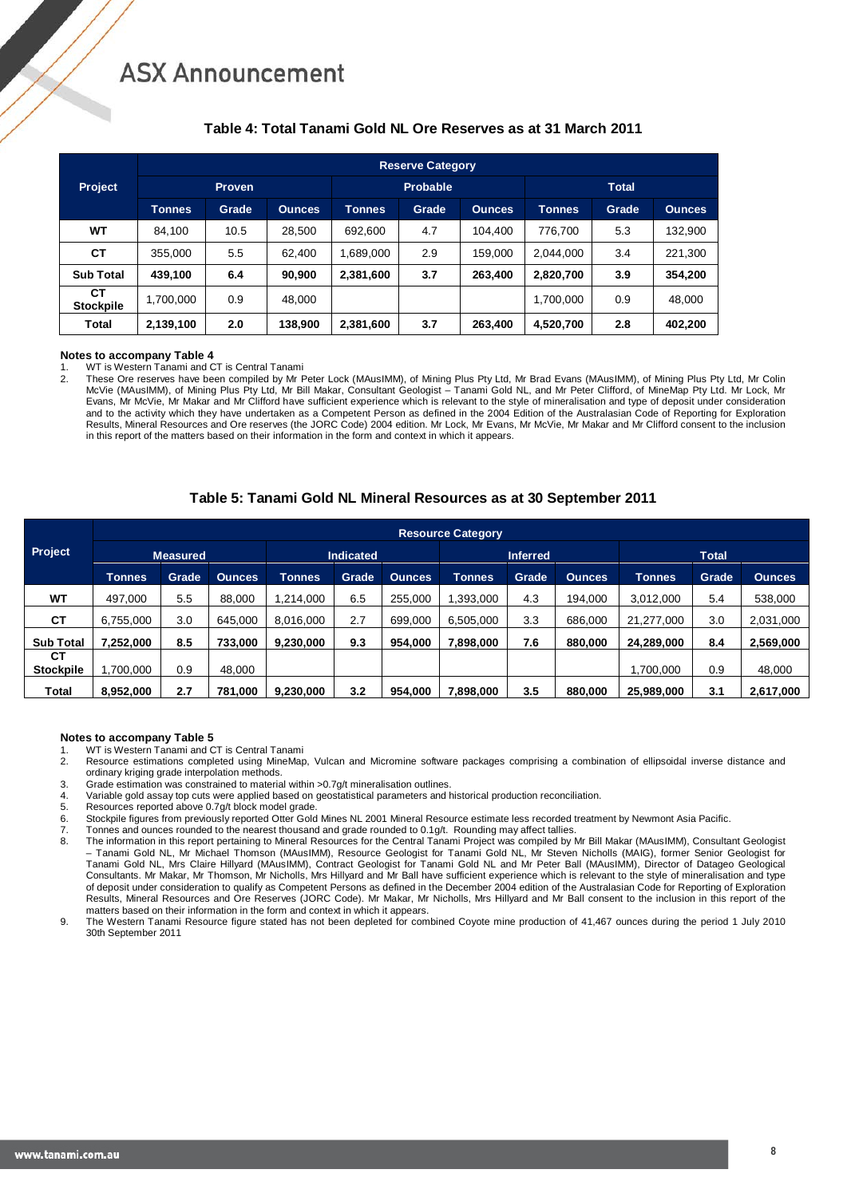## ASX Announcement

### Table 4: Total Tanami Gold NL Ore Reserves as at 31 March 2011

| Project | Reserve Category | | | | | | | | |
|---|---|---|---|---|---|---|---|---|---|
| | Proven | | | Probable | | | Total | | |
| | Tonnes | Grade | Ounces | Tonnes | Grade | Ounces | Tonnes | Grade | Ounces |
| **WT** | 84,100 | 10.5 | 28,500 | 692,600 | 4.7 | 104,400 | 776,700 | 5.3 | 132,900 |
| **CT** | 355,000 | 5.5 | 62,400 | 1,689,000 | 2.9 | 159,000 | 2,044,000 | 3.4 | 221,300 |
| **Sub Total** | **439,100** | **6.4** | **90,900** | **2,381,600** | **3.7** | **263,400** | **2,820,700** | **3.9** | **354,200** |
| **CT Stockpile** | 1,700,000 | 0.9 | 48,000 | | | | 1,700,000 | 0.9 | 48,000 |
| **Total** | **2,139,100** | **2.0** | **138,900** | **2,381,600** | **3.7** | **263,400** | **4,520,700** | **2.8** | **402,200** |

**Notes to accompany Table 4**

1. WT is Western Tanami and CT is Central Tanami
2. These Ore reserves have been compiled by Mr Peter Lock (MAusIMM), of Mining Plus Pty Ltd, Mr Brad Evans (MAusIMM), of Mining Plus Pty Ltd, Mr Colin McVie (MAusIMM), of Mining Plus Pty Ltd, Mr Bill Makar, Consultant Geologist – Tanami Gold NL, and Mr Peter Clifford, of MineMap Pty Ltd. Mr Lock, Mr Evans, Mr McVie, Mr Makar and Mr Clifford have sufficient experience which is relevant to the style of mineralisation and type of deposit under consideration and to the activity which they have undertaken as a Competent Person as defined in the 2004 Edition of the Australasian Code of Reporting for Exploration Results, Mineral Resources and Ore reserves (the JORC Code) 2004 edition. Mr Lock, Mr Evans, Mr McVie, Mr Makar and Mr Clifford consent to the inclusion in this report of the matters based on their information in the form and context in which it appears.

### Table 5: Tanami Gold NL Mineral Resources as at 30 September 2011

| Project | Resource Category | | | | | | | | | | | |
|---|---|---|---|---|---|---|---|---|---|---|---|---|
| | Measured | | | Indicated | | | Inferred | | | Total | | |
| | Tonnes | Grade | Ounces | Tonnes | Grade | Ounces | Tonnes | Grade | Ounces | Tonnes | Grade | Ounces |
| **WT** | 497,000 | 5.5 | 88,000 | 1,214,000 | 6.5 | 255,000 | 1,393,000 | 4.3 | 194,000 | 3,012,000 | 5.4 | 538,000 |
| **CT** | 6,755,000 | 3.0 | 645,000 | 8,016,000 | 2.7 | 699,000 | 6,505,000 | 3.3 | 686,000 | 21,277,000 | 3.0 | 2,031,000 |
| **Sub Total** | **7,252,000** | **8.5** | **733,000** | **9,230,000** | **9.3** | **954,000** | **7,898,000** | **7.6** | **880,000** | **24,289,000** | **8.4** | **2,569,000** |
| **CT Stockpile** | 1,700,000 | 0.9 | 48,000 | | | | | | | 1,700,000 | 0.9 | 48,000 |
| **Total** | **8,952,000** | **2.7** | **781,000** | **9,230,000** | **3.2** | **954,000** | **7,898,000** | **3.5** | **880,000** | **25,989,000** | **3.1** | **2,617,000** |

**Notes to accompany Table 5**

1. WT is Western Tanami and CT is Central Tanami
2. Resource estimations completed using MineMap, Vulcan and Micromine software packages comprising a combination of ellipsoidal inverse distance and ordinary kriging grade interpolation methods.
3. Grade estimation was constrained to material within >0.7g/t mineralisation outlines.
4. Variable gold assay top cuts were applied based on geostatistical parameters and historical production reconciliation.
5. Resources reported above 0.7g/t block model grade.
6. Stockpile figures from previously reported Otter Gold Mines NL 2001 Mineral Resource estimate less recorded treatment by Newmont Asia Pacific.
7. Tonnes and ounces rounded to the nearest thousand and grade rounded to 0.1g/t. Rounding may affect tallies.
8. The information in this report pertaining to Mineral Resources for the Central Tanami Project was compiled by Mr Bill Makar (MAusIMM), Consultant Geologist – Tanami Gold NL, Mr Michael Thomson (MAusIMM), Resource Geologist for Tanami Gold NL, Mr Steven Nicholls (MAIG), former Senior Geologist for Tanami Gold NL, Mrs Claire Hillyard (MAusIMM), Contract Geologist for Tanami Gold NL and Mr Peter Ball (MAusIMM), Director of Datageo Geological Consultants. Mr Makar, Mr Thomson, Mr Nicholls, Mrs Hillyard and Mr Ball have sufficient experience which is relevant to the style of mineralisation and type of deposit under consideration to qualify as Competent Persons as defined in the December 2004 edition of the Australasian Code for Reporting of Exploration Results, Mineral Resources and Ore Reserves (JORC Code). Mr Makar, Mr Nicholls, Mrs Hillyard and Mr Ball consent to the inclusion in this report of the matters based on their information in the form and context in which it appears.
9. The Western Tanami Resource figure stated has not been depleted for combined Coyote mine production of 41,467 ounces during the period 1 July 2010 30th September 2011

www.tanami.com.au